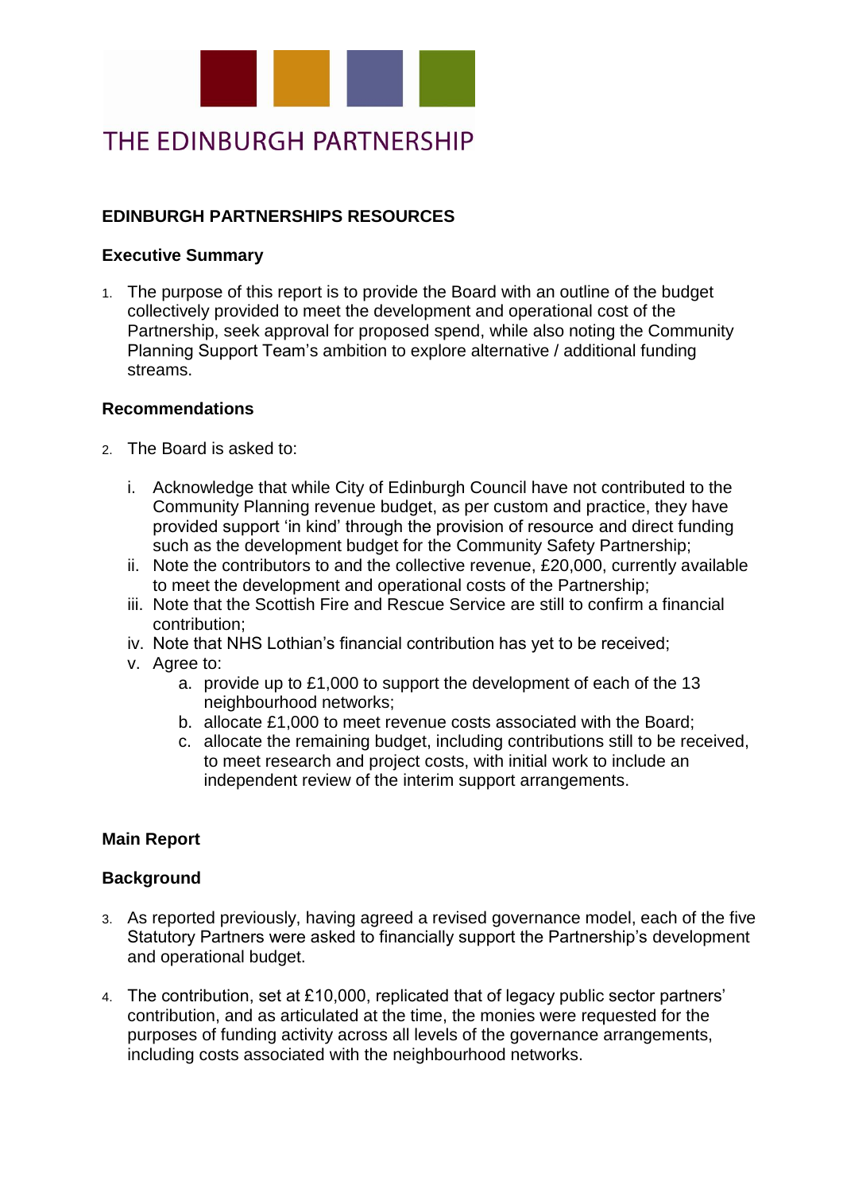THE EDINBURGH PARTNERSHIP

## EDINBURGH PARTNERSHIPS RESOURCES

### Executive Summary

1. The purpose of this report is to provide the Board with an outline of the budget collectively provided to meet the development and operational cost of the Partnership, seek approval for proposed spend, while also noting the Community Planning Support Team's ambition to explore alternative / additional funding streams.

### Recommendations

2. The Board is asked to:

   i. Acknowledge that while City of Edinburgh Council have not contributed to the Community Planning revenue budget, as per custom and practice, they have provided support 'in kind' through the provision of resource and direct funding such as the development budget for the Community Safety Partnership;

   ii. Note the contributors to and the collective revenue, £20,000, currently available to meet the development and operational costs of the Partnership;

   iii. Note that the Scottish Fire and Rescue Service are still to confirm a financial contribution;

   iv. Note that NHS Lothian's financial contribution has yet to be received;

   v. Agree to:

      a. provide up to £1,000 to support the development of each of the 13 neighbourhood networks;

      b. allocate £1,000 to meet revenue costs associated with the Board;

      c. allocate the remaining budget, including contributions still to be received, to meet research and project costs, with initial work to include an independent review of the interim support arrangements.

## Main Report

### Background

3. As reported previously, having agreed a revised governance model, each of the five Statutory Partners were asked to financially support the Partnership's development and operational budget.

4. The contribution, set at £10,000, replicated that of legacy public sector partners' contribution, and as articulated at the time, the monies were requested for the purposes of funding activity across all levels of the governance arrangements, including costs associated with the neighbourhood networks.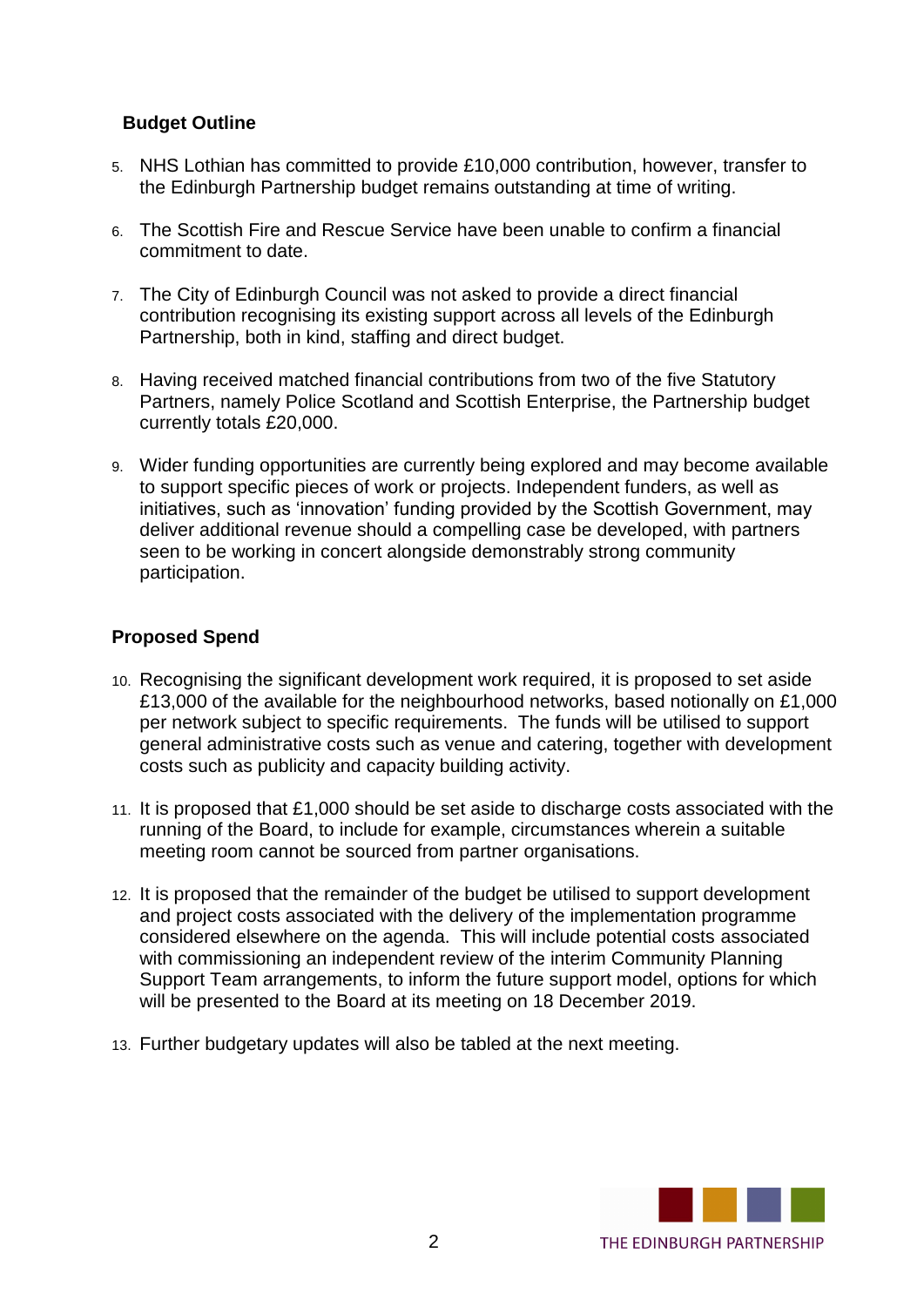### Budget Outline

5. NHS Lothian has committed to provide £10,000 contribution, however, transfer to the Edinburgh Partnership budget remains outstanding at time of writing.

6. The Scottish Fire and Rescue Service have been unable to confirm a financial commitment to date.

7. The City of Edinburgh Council was not asked to provide a direct financial contribution recognising its existing support across all levels of the Edinburgh Partnership, both in kind, staffing and direct budget.

8. Having received matched financial contributions from two of the five Statutory Partners, namely Police Scotland and Scottish Enterprise, the Partnership budget currently totals £20,000.

9. Wider funding opportunities are currently being explored and may become available to support specific pieces of work or projects. Independent funders, as well as initiatives, such as 'innovation' funding provided by the Scottish Government, may deliver additional revenue should a compelling case be developed, with partners seen to be working in concert alongside demonstrably strong community participation.

### Proposed Spend

10. Recognising the significant development work required, it is proposed to set aside £13,000 of the available for the neighbourhood networks, based notionally on £1,000 per network subject to specific requirements. The funds will be utilised to support general administrative costs such as venue and catering, together with development costs such as publicity and capacity building activity.

11. It is proposed that £1,000 should be set aside to discharge costs associated with the running of the Board, to include for example, circumstances wherein a suitable meeting room cannot be sourced from partner organisations.

12. It is proposed that the remainder of the budget be utilised to support development and project costs associated with the delivery of the implementation programme considered elsewhere on the agenda. This will include potential costs associated with commissioning an independent review of the interim Community Planning Support Team arrangements, to inform the future support model, options for which will be presented to the Board at its meeting on 18 December 2019.

13. Further budgetary updates will also be tabled at the next meeting.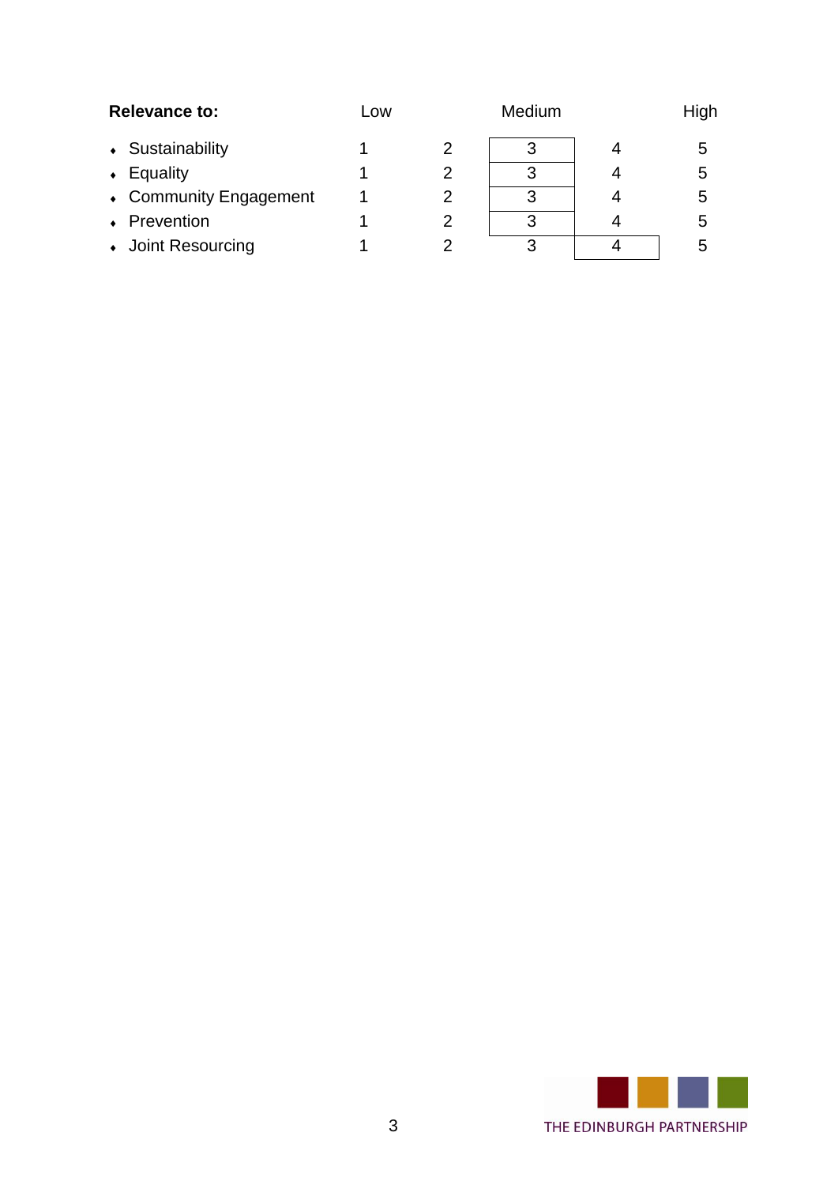| Relevance to: | Low | | Medium | | High |
|---|---|---|---|---|---|
| • Sustainability | 1 | 2 | [3] | 4 | 5 |
| • Equality | 1 | 2 | [3] | 4 | 5 |
| • Community Engagement | 1 | 2 | [3] | 4 | 5 |
| • Prevention | 1 | 2 | [3] | 4 | 5 |
| • Joint Resourcing | 1 | 2 | 3 | [4] | 5 |

THE EDINBURGH PARTNERSHIP